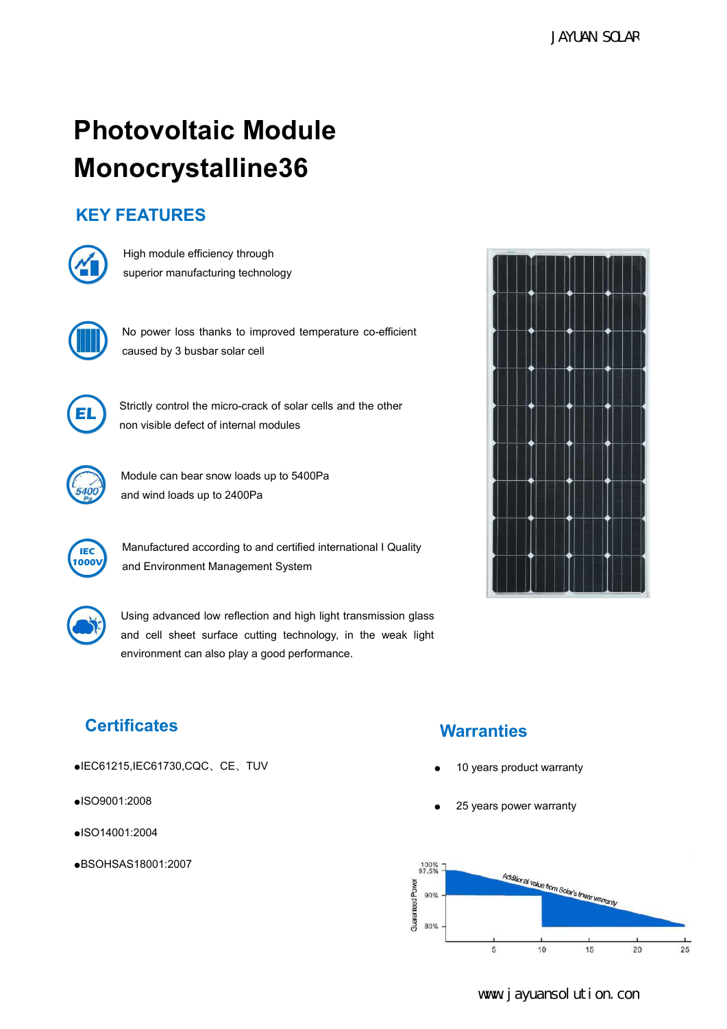# Photovoltaic Module Monocrystalline36

## KEY FEATURES

- High module efficiency through superior manufacturing technology
- No power loss thanks to improved temperature co-efficient caused by 3 busbar solar cell
- Strictly control the micro-crack of solar cells and the other non visible defect of internal modules
- Module can bear snow loads up to 5400Pa and wind loads up to 2400Pa
- Manufactured according to and certified international I Quality and Environment Management System
- Using advanced low reflection and high light transmission glass and cell sheet surface cutting technology, in the weak light environment can also play a good performance.

## Certificates

- IEC61215,IEC61730,CQC、CE、TUV
- ISO9001:2008
- ISO14001:2004
- BSOHSAS18001:2007

## Warranties

- 10 years product warranty
- 25 years power warranty

Guaranteed Power: 100%, 97.5%, 90%, 80% — Years: 5, 10, 15, 20, 25

Additional value from Solar's linear warranty

www.jayuansolution.con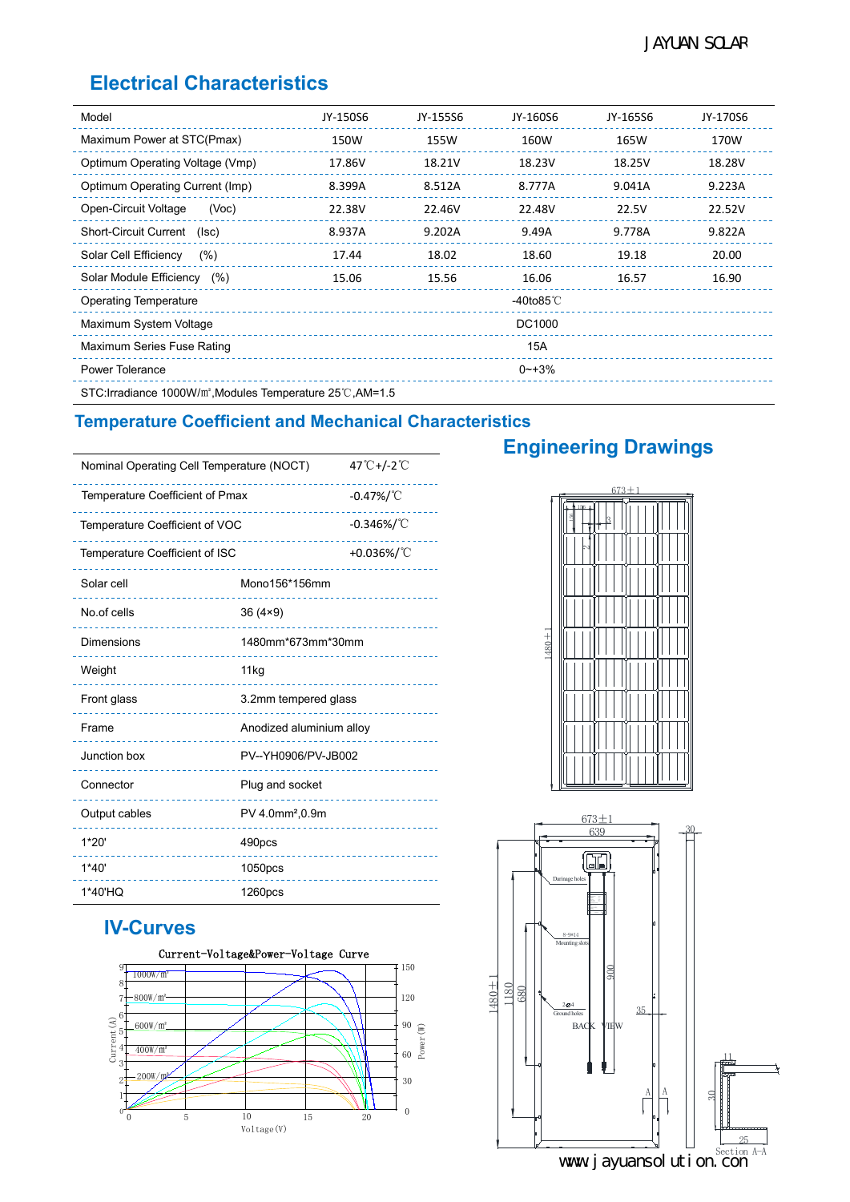## Electrical Characteristics

| Model | JY-150S6 | JY-155S6 | JY-160S6 | JY-165S6 | JY-170S6 |
|---|---|---|---|---|---|
| Maximum Power at STC(Pmax) | 150W | 155W | 160W | 165W | 170W |
| Optimum Operating Voltage (Vmp) | 17.86V | 18.21V | 18.23V | 18.25V | 18.28V |
| Optimum Operating Current (Imp) | 8.399A | 8.512A | 8.777A | 9.041A | 9.223A |
| Open-Circuit Voltage (Voc) | 22.38V | 22.46V | 22.48V | 22.5V | 22.52V |
| Short-Circuit Current (Isc) | 8.937A | 9.202A | 9.49A | 9.778A | 9.822A |
| Solar Cell Efficiency (%) | 17.44 | 18.02 | 18.60 | 19.18 | 20.00 |
| Solar Module Efficiency (%) | 15.06 | 15.56 | 16.06 | 16.57 | 16.90 |
| Operating Temperature | -40to85℃ | | | | |
| Maximum System Voltage | DC1000 | | | | |
| Maximum Series Fuse Rating | 15A | | | | |
| Power Tolerance | 0~+3% | | | | |

STC:Irradiance 1000W/㎡,Modules Temperature 25℃,AM=1.5

## Temperature Coefficient and Mechanical Characteristics

| | |
|---|---|
| Nominal Operating Cell Temperature (NOCT) | 47℃+/-2℃ |
| Temperature Coefficient of Pmax | -0.47%/℃ |
| Temperature Coefficient of VOC | -0.346%/℃ |
| Temperature Coefficient of ISC | +0.036%/℃ |
| Solar cell | Mono156*156mm |
| No.of cells | 36 (4×9) |
| Dimensions | 1480mm*673mm*30mm |
| Weight | 11kg |
| Front glass | 3.2mm tempered glass |
| Frame | Anodized aluminium alloy |
| Junction box | PV--YH0906/PV-JB002 |
| Connector | Plug and socket |
| Output cables | PV 4.0mm², 0.9m |
| 1*20' | 490pcs |
| 1*40' | 1050pcs |
| 1*40'HQ | 1260pcs |

## IV-Curves

Current-Voltage&Power-Voltage Curve

1000W/m²
800W/m²
600W/m²
400W/m²
200W/m²

Current (A)
Power (W)
Voltage (V)

## Engineering Drawings

673±1
1480±1
673±1
639
30
Drainage holes
8-9×14
Mounting slots
2-ø4
Ground holes
BACK VIEW
1480±1
1180
680
900
35
A A
11
30
25
Section A-A

www.jayuansolution.com